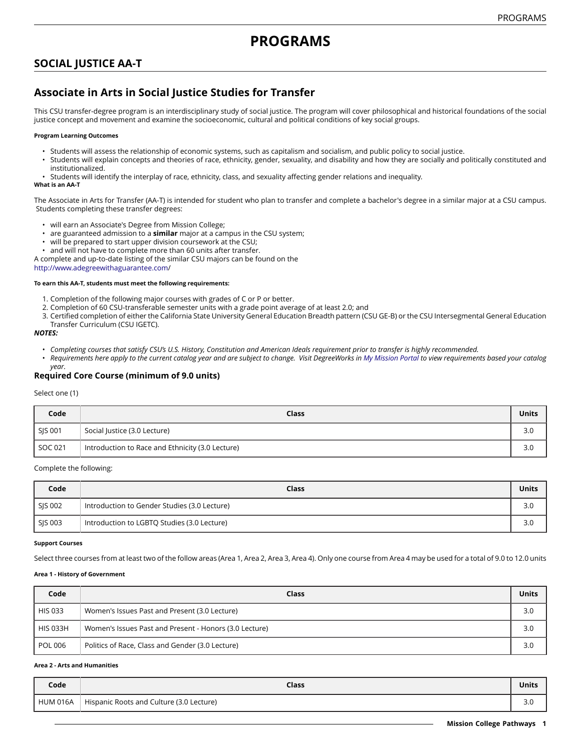# PROGRAMS

## SOCIAL JUSTICE AA-T

## Associate in Arts in Social Justice Studies for Transfer

This CSU transfer-degree program is an interdisciplinary study of social justice. The program will cover philosophical and historical foundations of the social justice concept and movement and examine the socioeconomic, cultural and political conditions of key social groups.

**Program Learning Outcomes**

- Students will assess the relationship of economic systems, such as capitalism and socialism, and public policy to social justice.
- Students will explain concepts and theories of race, ethnicity, gender, sexuality, and disability and how they are socially and politically constituted and institutionalized.
- Students will identify the interplay of race, ethnicity, class, and sexuality affecting gender relations and inequality.

**What is an AA-T**

The Associate in Arts for Transfer (AA-T) is intended for student who plan to transfer and complete a bachelor's degree in a similar major at a CSU campus. Students completing these transfer degrees:

- will earn an Associate's Degree from Mission College;
- are guaranteed admission to a **similar** major at a campus in the CSU system;
- will be prepared to start upper division coursework at the CSU;
- and will not have to complete more than 60 units after transfer.

A complete and up-to-date listing of the similar CSU majors can be found on the http://www.adegreewithaguarantee.com/

**To earn this AA-T, students must meet the following requirements:**

1. Completion of the following major courses with grades of C or P or better.
2. Completion of 60 CSU-transferable semester units with a grade point average of at least 2.0; and
3. Certified completion of either the California State University General Education Breadth pattern (CSU GE-B) or the CSU Intersegmental General Education Transfer Curriculum (CSU IGETC).

***NOTES:***

- *Completing courses that satisfy CSU's U.S. History, Constitution and American Ideals requirement prior to transfer is highly recommended.*
- *Requirements here apply to the current catalog year and are subject to change. Visit DegreeWorks in My Mission Portal to view requirements based your catalog year.*

### Required Core Course (minimum of 9.0 units)

Select one (1)

| Code | Class | Units |
|---|---|---|
| SJS 001 | Social Justice (3.0 Lecture) | 3.0 |
| SOC 021 | Introduction to Race and Ethnicity (3.0 Lecture) | 3.0 |

Complete the following:

| Code | Class | Units |
|---|---|---|
| SJS 002 | Introduction to Gender Studies (3.0 Lecture) | 3.0 |
| SJS 003 | Introduction to LGBTQ Studies (3.0 Lecture) | 3.0 |

**Support Courses**

Select three courses from at least two of the follow areas (Area 1, Area 2, Area 3, Area 4). Only one course from Area 4 may be used for a total of 9.0 to 12.0 units

**Area 1 - History of Government**

| Code | Class | Units |
|---|---|---|
| HIS 033 | Women's Issues Past and Present (3.0 Lecture) | 3.0 |
| HIS 033H | Women's Issues Past and Present - Honors (3.0 Lecture) | 3.0 |
| POL 006 | Politics of Race, Class and Gender (3.0 Lecture) | 3.0 |

**Area 2 - Arts and Humanities**

| Code | Class | Units |
|---|---|---|
| HUM 016A | Hispanic Roots and Culture (3.0 Lecture) | 3.0 |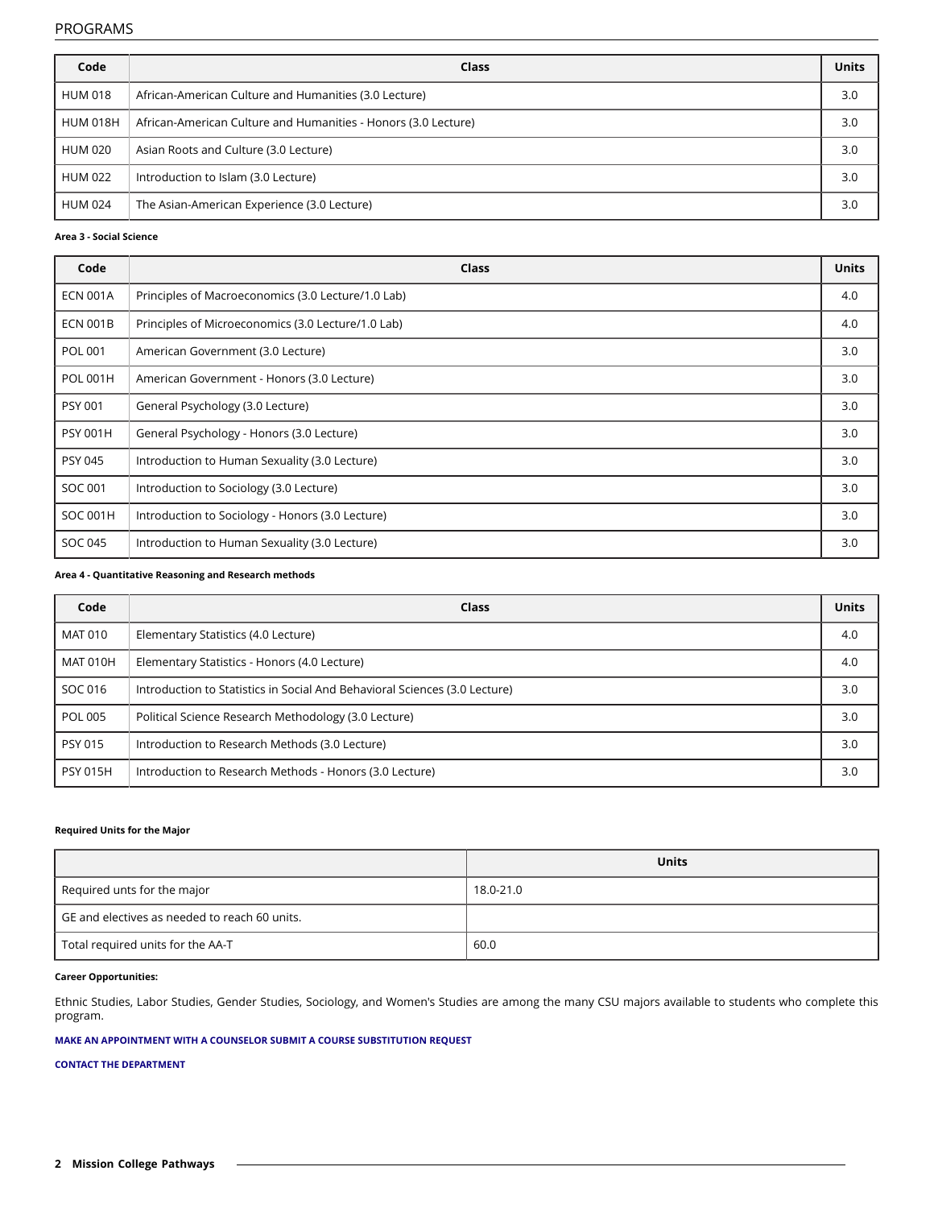| Code | Class | Units |
|---|---|---|
| HUM 018 | African-American Culture and Humanities (3.0 Lecture) | 3.0 |
| HUM 018H | African-American Culture and Humanities - Honors (3.0 Lecture) | 3.0 |
| HUM 020 | Asian Roots and Culture (3.0 Lecture) | 3.0 |
| HUM 022 | Introduction to Islam (3.0 Lecture) | 3.0 |
| HUM 024 | The Asian-American Experience (3.0 Lecture) | 3.0 |

**Area 3 - Social Science**

| Code | Class | Units |
|---|---|---|
| ECN 001A | Principles of Macroeconomics (3.0 Lecture/1.0 Lab) | 4.0 |
| ECN 001B | Principles of Microeconomics (3.0 Lecture/1.0 Lab) | 4.0 |
| POL 001 | American Government (3.0 Lecture) | 3.0 |
| POL 001H | American Government - Honors (3.0 Lecture) | 3.0 |
| PSY 001 | General Psychology (3.0 Lecture) | 3.0 |
| PSY 001H | General Psychology - Honors (3.0 Lecture) | 3.0 |
| PSY 045 | Introduction to Human Sexuality (3.0 Lecture) | 3.0 |
| SOC 001 | Introduction to Sociology (3.0 Lecture) | 3.0 |
| SOC 001H | Introduction to Sociology - Honors (3.0 Lecture) | 3.0 |
| SOC 045 | Introduction to Human Sexuality (3.0 Lecture) | 3.0 |

**Area 4 - Quantitative Reasoning and Research methods**

| Code | Class | Units |
|---|---|---|
| MAT 010 | Elementary Statistics (4.0 Lecture) | 4.0 |
| MAT 010H | Elementary Statistics - Honors (4.0 Lecture) | 4.0 |
| SOC 016 | Introduction to Statistics in Social And Behavioral Sciences (3.0 Lecture) | 3.0 |
| POL 005 | Political Science Research Methodology (3.0 Lecture) | 3.0 |
| PSY 015 | Introduction to Research Methods (3.0 Lecture) | 3.0 |
| PSY 015H | Introduction to Research Methods - Honors (3.0 Lecture) | 3.0 |

**Required Units for the Major**

| | Units |
|---|---|
| Required unts for the major | 18.0-21.0 |
| GE and electives as needed to reach 60 units. | |
| Total required units for the AA-T | 60.0 |

**Career Opportunities:**

Ethnic Studies, Labor Studies, Gender Studies, Sociology, and Women's Studies are among the many CSU majors available to students who complete this program.

**MAKE AN APPOINTMENT WITH A COUNSELOR SUBMIT A COURSE SUBSTITUTION REQUEST**

**CONTACT THE DEPARTMENT**